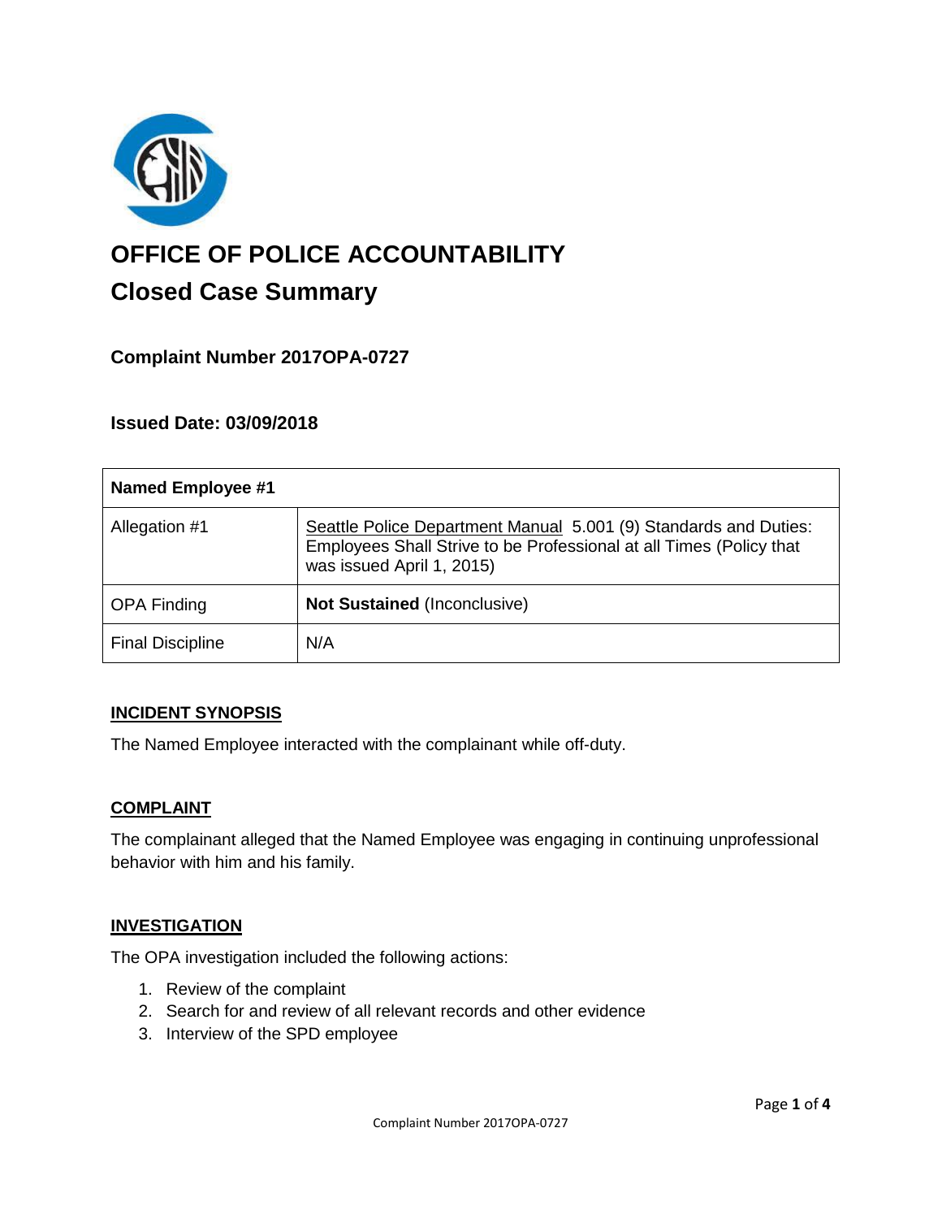# OFFICE OF POLICE ACCOUNTABILITY

## Closed Case Summary

### Complaint Number 2017OPA-0727

### Issued Date: 03/09/2018

| Named Employee #1 | |
|---|---|
| Allegation #1 | Seattle Police Department Manual 5.001 (9) Standards and Duties: Employees Shall Strive to be Professional at all Times (Policy that was issued April 1, 2015) |
| OPA Finding | **Not Sustained** (Inconclusive) |
| Final Discipline | N/A |

### INCIDENT SYNOPSIS

The Named Employee interacted with the complainant while off-duty.

### COMPLAINT

The complainant alleged that the Named Employee was engaging in continuing unprofessional behavior with him and his family.

### INVESTIGATION

The OPA investigation included the following actions:

1. Review of the complaint
2. Search for and review of all relevant records and other evidence
3. Interview of the SPD employee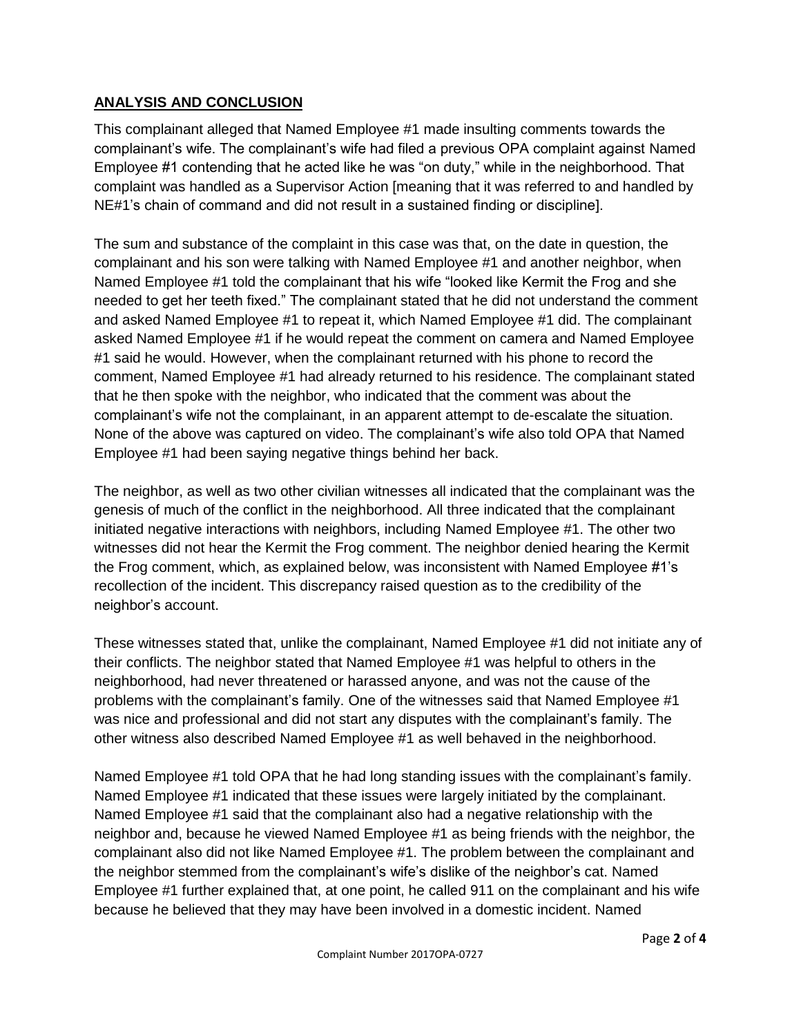## ANALYSIS AND CONCLUSION

This complainant alleged that Named Employee #1 made insulting comments towards the complainant's wife. The complainant's wife had filed a previous OPA complaint against Named Employee #1 contending that he acted like he was "on duty," while in the neighborhood. That complaint was handled as a Supervisor Action [meaning that it was referred to and handled by NE#1's chain of command and did not result in a sustained finding or discipline].

The sum and substance of the complaint in this case was that, on the date in question, the complainant and his son were talking with Named Employee #1 and another neighbor, when Named Employee #1 told the complainant that his wife "looked like Kermit the Frog and she needed to get her teeth fixed." The complainant stated that he did not understand the comment and asked Named Employee #1 to repeat it, which Named Employee #1 did. The complainant asked Named Employee #1 if he would repeat the comment on camera and Named Employee #1 said he would. However, when the complainant returned with his phone to record the comment, Named Employee #1 had already returned to his residence. The complainant stated that he then spoke with the neighbor, who indicated that the comment was about the complainant's wife not the complainant, in an apparent attempt to de-escalate the situation. None of the above was captured on video. The complainant's wife also told OPA that Named Employee #1 had been saying negative things behind her back.

The neighbor, as well as two other civilian witnesses all indicated that the complainant was the genesis of much of the conflict in the neighborhood. All three indicated that the complainant initiated negative interactions with neighbors, including Named Employee #1. The other two witnesses did not hear the Kermit the Frog comment. The neighbor denied hearing the Kermit the Frog comment, which, as explained below, was inconsistent with Named Employee #1's recollection of the incident. This discrepancy raised question as to the credibility of the neighbor's account.

These witnesses stated that, unlike the complainant, Named Employee #1 did not initiate any of their conflicts. The neighbor stated that Named Employee #1 was helpful to others in the neighborhood, had never threatened or harassed anyone, and was not the cause of the problems with the complainant's family. One of the witnesses said that Named Employee #1 was nice and professional and did not start any disputes with the complainant's family. The other witness also described Named Employee #1 as well behaved in the neighborhood.

Named Employee #1 told OPA that he had long standing issues with the complainant's family. Named Employee #1 indicated that these issues were largely initiated by the complainant. Named Employee #1 said that the complainant also had a negative relationship with the neighbor and, because he viewed Named Employee #1 as being friends with the neighbor, the complainant also did not like Named Employee #1. The problem between the complainant and the neighbor stemmed from the complainant's wife's dislike of the neighbor's cat. Named Employee #1 further explained that, at one point, he called 911 on the complainant and his wife because he believed that they may have been involved in a domestic incident. Named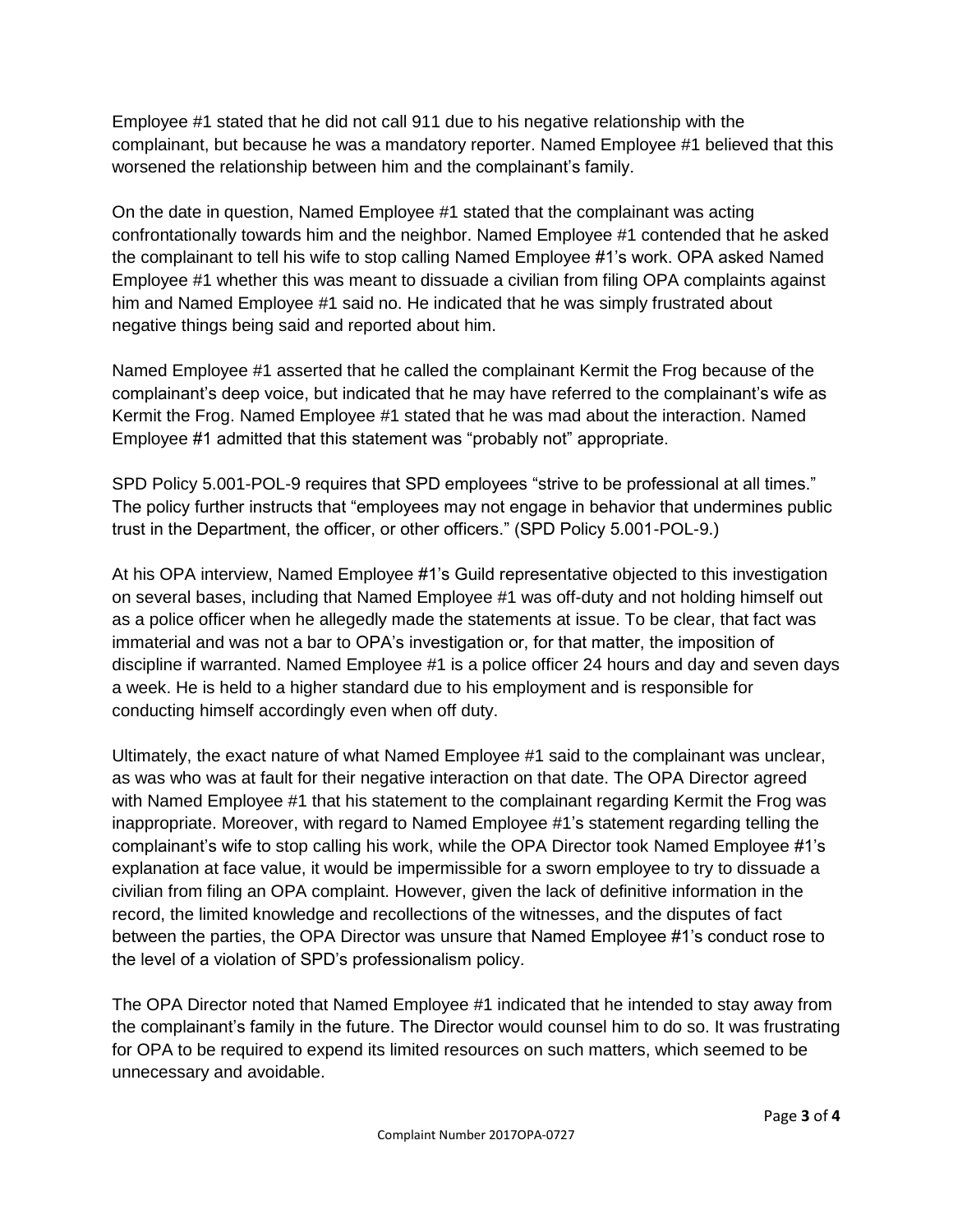Employee #1 stated that he did not call 911 due to his negative relationship with the complainant, but because he was a mandatory reporter. Named Employee #1 believed that this worsened the relationship between him and the complainant's family.

On the date in question, Named Employee #1 stated that the complainant was acting confrontationally towards him and the neighbor. Named Employee #1 contended that he asked the complainant to tell his wife to stop calling Named Employee #1's work. OPA asked Named Employee #1 whether this was meant to dissuade a civilian from filing OPA complaints against him and Named Employee #1 said no. He indicated that he was simply frustrated about negative things being said and reported about him.

Named Employee #1 asserted that he called the complainant Kermit the Frog because of the complainant's deep voice, but indicated that he may have referred to the complainant's wife as Kermit the Frog. Named Employee #1 stated that he was mad about the interaction. Named Employee #1 admitted that this statement was "probably not" appropriate.

SPD Policy 5.001-POL-9 requires that SPD employees "strive to be professional at all times." The policy further instructs that "employees may not engage in behavior that undermines public trust in the Department, the officer, or other officers." (SPD Policy 5.001-POL-9.)

At his OPA interview, Named Employee #1's Guild representative objected to this investigation on several bases, including that Named Employee #1 was off-duty and not holding himself out as a police officer when he allegedly made the statements at issue. To be clear, that fact was immaterial and was not a bar to OPA's investigation or, for that matter, the imposition of discipline if warranted. Named Employee #1 is a police officer 24 hours and day and seven days a week. He is held to a higher standard due to his employment and is responsible for conducting himself accordingly even when off duty.

Ultimately, the exact nature of what Named Employee #1 said to the complainant was unclear, as was who was at fault for their negative interaction on that date. The OPA Director agreed with Named Employee #1 that his statement to the complainant regarding Kermit the Frog was inappropriate. Moreover, with regard to Named Employee #1's statement regarding telling the complainant's wife to stop calling his work, while the OPA Director took Named Employee #1's explanation at face value, it would be impermissible for a sworn employee to try to dissuade a civilian from filing an OPA complaint. However, given the lack of definitive information in the record, the limited knowledge and recollections of the witnesses, and the disputes of fact between the parties, the OPA Director was unsure that Named Employee #1's conduct rose to the level of a violation of SPD's professionalism policy.

The OPA Director noted that Named Employee #1 indicated that he intended to stay away from the complainant's family in the future. The Director would counsel him to do so. It was frustrating for OPA to be required to expend its limited resources on such matters, which seemed to be unnecessary and avoidable.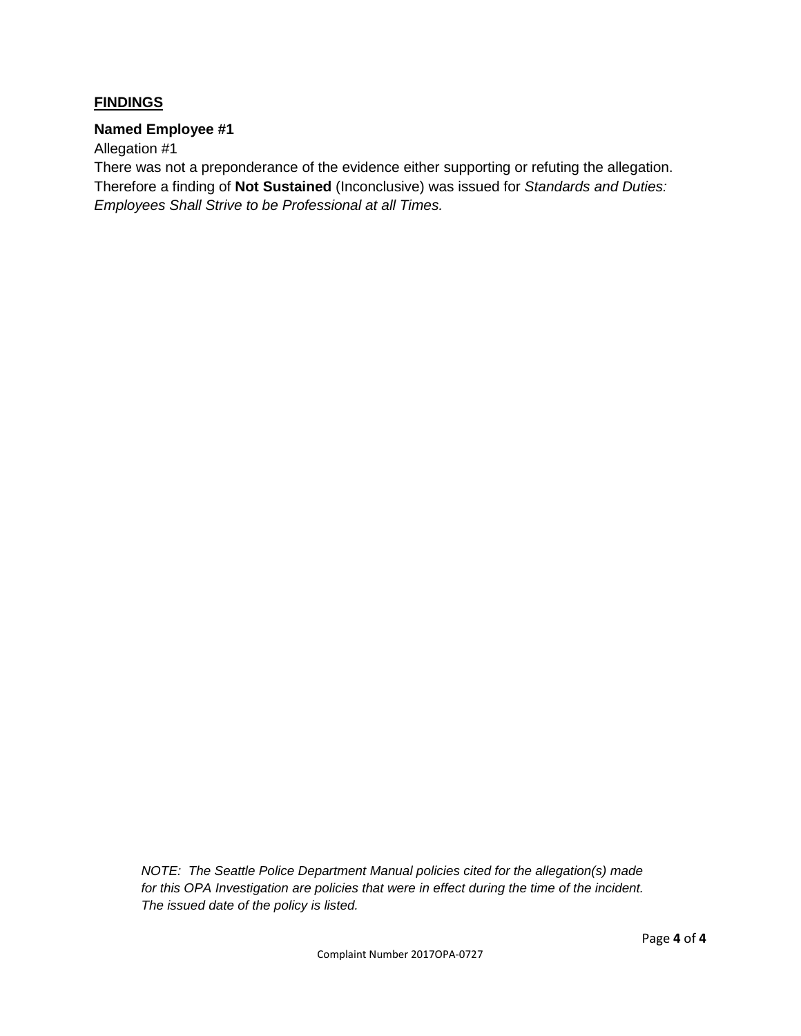## FINDINGS

**Named Employee #1**

Allegation #1

There was not a preponderance of the evidence either supporting or refuting the allegation. Therefore a finding of **Not Sustained** (Inconclusive) was issued for *Standards and Duties: Employees Shall Strive to be Professional at all Times.*

*NOTE: The Seattle Police Department Manual policies cited for the allegation(s) made for this OPA Investigation are policies that were in effect during the time of the incident. The issued date of the policy is listed.*

Complaint Number 2017OPA-0727